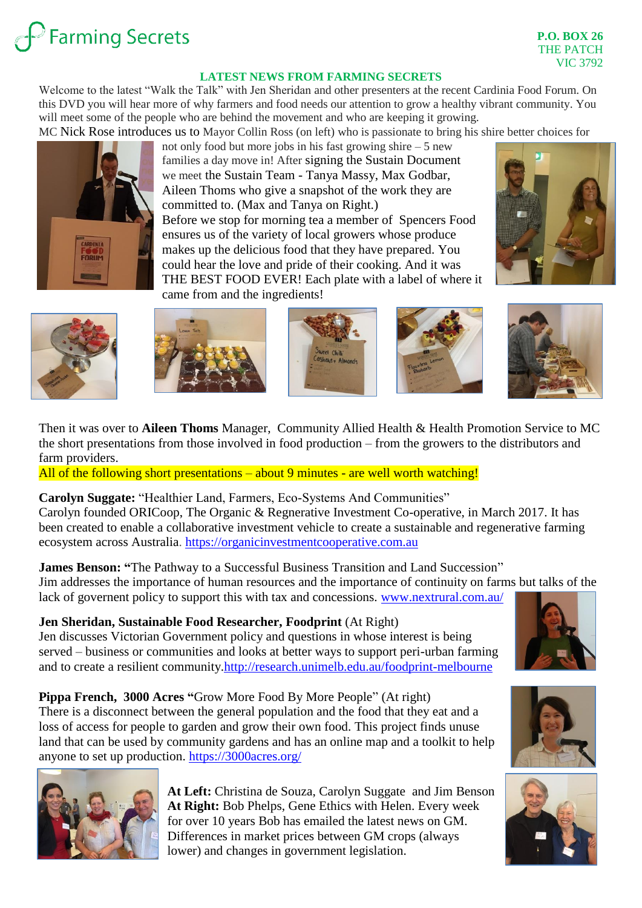# Farming Secrets

**P.O. BOX 26**
THE PATCH
VIC 3792

## LATEST NEWS FROM FARMING SECRETS

Welcome to the latest "Walk the Talk" with Jen Sheridan and other presenters at the recent Cardinia Food Forum. On this DVD you will hear more of why farmers and food needs our attention to grow a healthy vibrant community. You will meet some of the people who are behind the movement and who are keeping it growing.

MC Nick Rose introduces us to Mayor Collin Ross (on left) who is passionate to bring his shire better choices for not only food but more jobs in his fast growing shire – 5 new families a day move in! After signing the Sustain Document we meet the Sustain Team - Tanya Massy, Max Godbar, Aileen Thoms who give a snapshot of the work they are committed to. (Max and Tanya on Right.)

Before we stop for morning tea a member of Spencers Food ensures us of the variety of local growers whose produce makes up the delicious food that they have prepared. You could hear the love and pride of their cooking. And it was THE BEST FOOD EVER! Each plate with a label of where it came from and the ingredients!

Then it was over to **Aileen Thoms** Manager, Community Allied Health & Health Promotion Service to MC the short presentations from those involved in food production – from the growers to the distributors and farm providers.

All of the following short presentations – about 9 minutes - are well worth watching!

**Carolyn Suggate:** "Healthier Land, Farmers, Eco-Systems And Communities"
Carolyn founded ORICoop, The Organic & Regenerative Investment Co-operative, in March 2017. It has been created to enable a collaborative investment vehicle to create a sustainable and regenerative farming ecosystem across Australia. https://organicinvestmentcooperative.com.au

**James Benson: "**The Pathway to a Successful Business Transition and Land Succession"
Jim addresses the importance of human resources and the importance of continuity on farms but talks of the lack of governent policy to support this with tax and concessions. www.nextrural.com.au/

**Jen Sheridan, Sustainable Food Researcher, Foodprint** (At Right)
Jen discusses Victorian Government policy and questions in whose interest is being served – business or communities and looks at better ways to support peri-urban farming and to create a resilient community.http://research.unimelb.edu.au/foodprint-melbourne

**Pippa French, 3000 Acres "**Grow More Food By More People" (At right)
There is a disconnect between the general population and the food that they eat and a loss of access for people to garden and grow their own food. This project finds unuse land that can be used by community gardens and has an online map and a toolkit to help anyone to set up production. https://3000acres.org/

**At Left:** Christina de Souza, Carolyn Suggate and Jim Benson
**At Right:** Bob Phelps, Gene Ethics with Helen. Every week for over 10 years Bob has emailed the latest news on GM. Differences in market prices between GM crops (always lower) and changes in government legislation.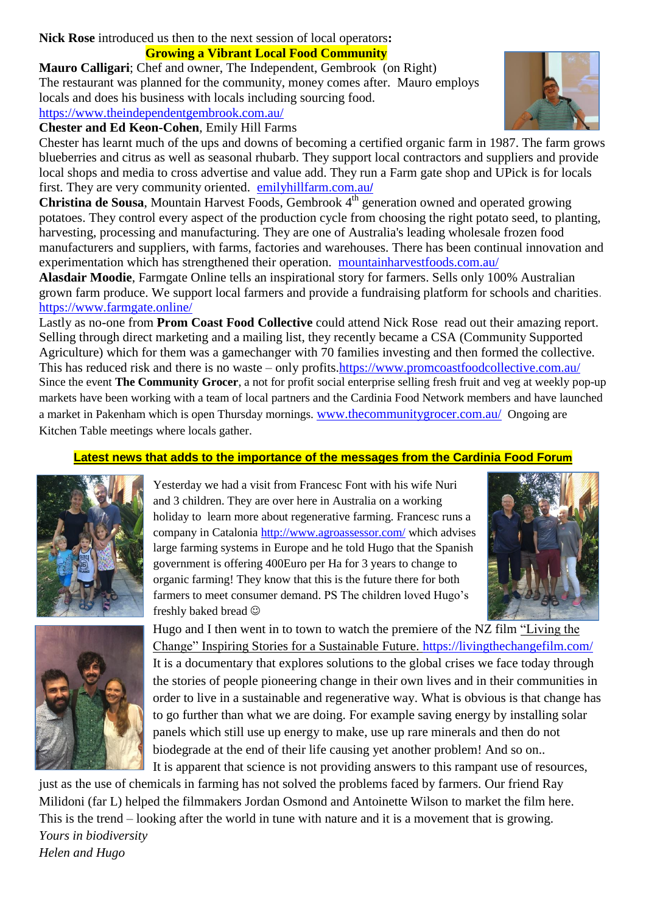**Nick Rose** introduced us then to the next session of local operators**:**

**Growing a Vibrant Local Food Community**

**Mauro Calligari**; Chef and owner, The Independent, Gembrook (on Right)
The restaurant was planned for the community, money comes after. Mauro employs locals and does his business with locals including sourcing food.
https://www.theindependentgembrook.com.au/

**Chester and Ed Keon-Cohen**, Emily Hill Farms
Chester has learnt much of the ups and downs of becoming a certified organic farm in 1987. The farm grows blueberries and citrus as well as seasonal rhubarb. They support local contractors and suppliers and provide local shops and media to cross advertise and value add. They run a Farm gate shop and UPick is for locals first. They are very community oriented. emilyhillfarm.com.au/

**Christina de Sousa**, Mountain Harvest Foods, Gembrook 4th generation owned and operated growing potatoes. They control every aspect of the production cycle from choosing the right potato seed, to planting, harvesting, processing and manufacturing. They are one of Australia's leading wholesale frozen food manufacturers and suppliers, with farms, factories and warehouses. There has been continual innovation and experimentation which has strengthened their operation. mountainharvestfoods.com.au/

**Alasdair Moodie**, Farmgate Online tells an inspirational story for farmers. Sells only 100% Australian grown farm produce. We support local farmers and provide a fundraising platform for schools and charities. https://www.farmgate.online/

Lastly as no-one from **Prom Coast Food Collective** could attend Nick Rose read out their amazing report. Selling through direct marketing and a mailing list, they recently became a CSA (Community Supported Agriculture) which for them was a gamechanger with 70 families investing and then formed the collective. This has reduced risk and there is no waste – only profits.https://www.promcoastfoodcollective.com.au/

Since the event **The Community Grocer**, a not for profit social enterprise selling fresh fruit and veg at weekly pop-up markets have been working with a team of local partners and the Cardinia Food Network members and have launched a market in Pakenham which is open Thursday mornings. www.thecommunitygrocer.com.au/ Ongoing are Kitchen Table meetings where locals gather.

**Latest news that adds to the importance of the messages from the Cardinia Food Forum**

Yesterday we had a visit from Francesc Font with his wife Nuri and 3 children. They are over here in Australia on a working holiday to learn more about regenerative farming. Francesc runs a company in Catalonia http://www.agroassessor.com/ which advises large farming systems in Europe and he told Hugo that the Spanish government is offering 400Euro per Ha for 3 years to change to organic farming! They know that this is the future there for both farmers to meet consumer demand. PS The children loved Hugo's freshly baked bread ☺

Hugo and I then went in to town to watch the premiere of the NZ film "Living the Change" Inspiring Stories for a Sustainable Future. https://livingthechangefilm.com/ It is a documentary that explores solutions to the global crises we face today through the stories of people pioneering change in their own lives and in their communities in order to live in a sustainable and regenerative way. What is obvious is that change has to go further than what we are doing. For example saving energy by installing solar panels which still use up energy to make, use up rare minerals and then do not biodegrade at the end of their life causing yet another problem! And so on..

It is apparent that science is not providing answers to this rampant use of resources, just as the use of chemicals in farming has not solved the problems faced by farmers. Our friend Ray Milidoni (far L) helped the filmmakers Jordan Osmond and Antoinette Wilson to market the film here. This is the trend – looking after the world in tune with nature and it is a movement that is growing.

*Yours in biodiversity*

*Helen and Hugo*